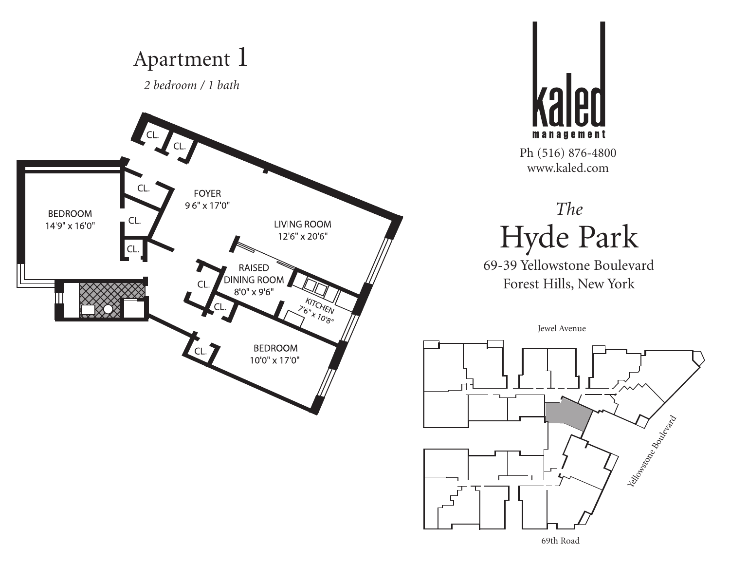# Apartment 1

*2 bedroom / 1 bath*

CL.

CL.

CL.

FOYER
9'6" x 17'0"

BEDROOM
14'9" x 16'0"

CL.

LIVING ROOM
12'6" x 20'6"

CL.

RAISED DINING ROOM
8'0" x 9'6"

CL.

KITCHEN
7'6" x 10'8"

CL.

CL.

BEDROOM
10'0" x 17'0"

kaled management

Ph (516) 876-4800
www.kaled.com

## *The* Hyde Park

69-39 Yellowstone Boulevard
Forest Hills, New York

Jewel Avenue

Yellowstone Boulevard

69th Road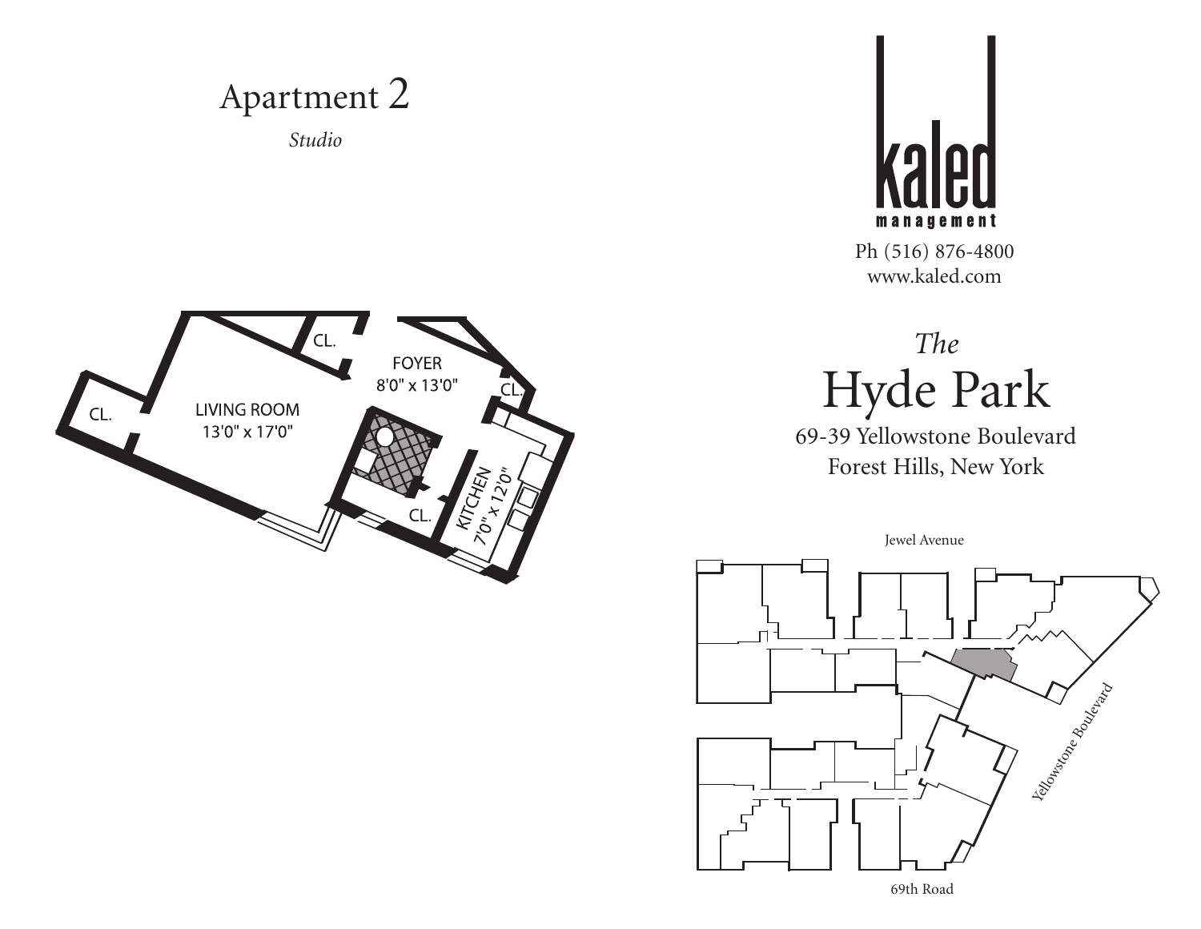# Apartment 2

*Studio*

CL.

FOYER
8'0" x 13'0"

CL.

CL.

LIVING ROOM
13'0" x 17'0"

CL.

KITCHEN
7'0" x 12'0"

kaled
management

Ph (516) 876-4800
www.kaled.com

*The*

# Hyde Park

69-39 Yellowstone Boulevard
Forest Hills, New York

Jewel Avenue

Yellowstone Boulevard

69th Road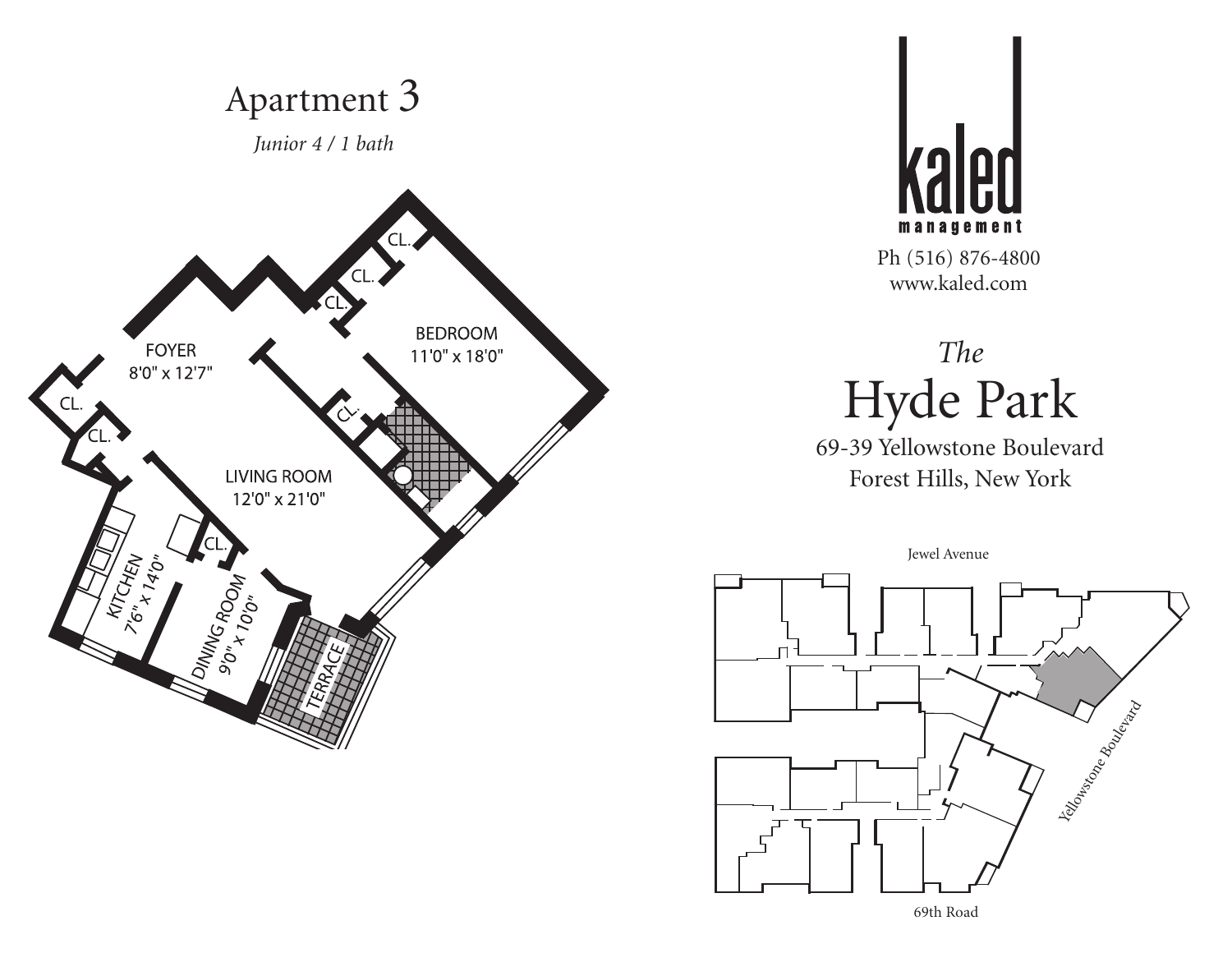# Apartment 3

*Junior 4 / 1 bath*

FOYER
8'0" x 12'7"

BEDROOM
11'0" x 18'0"

LIVING ROOM
12'0" x 21'0"

KITCHEN
7'6" x 14'0"

DINING ROOM
9'0" x 10'0"

TERRACE

CL.

kaled
management

Ph (516) 876-4800
www.kaled.com

## *The* Hyde Park

69-39 Yellowstone Boulevard
Forest Hills, New York

Jewel Avenue

Yellowstone Boulevard

69th Road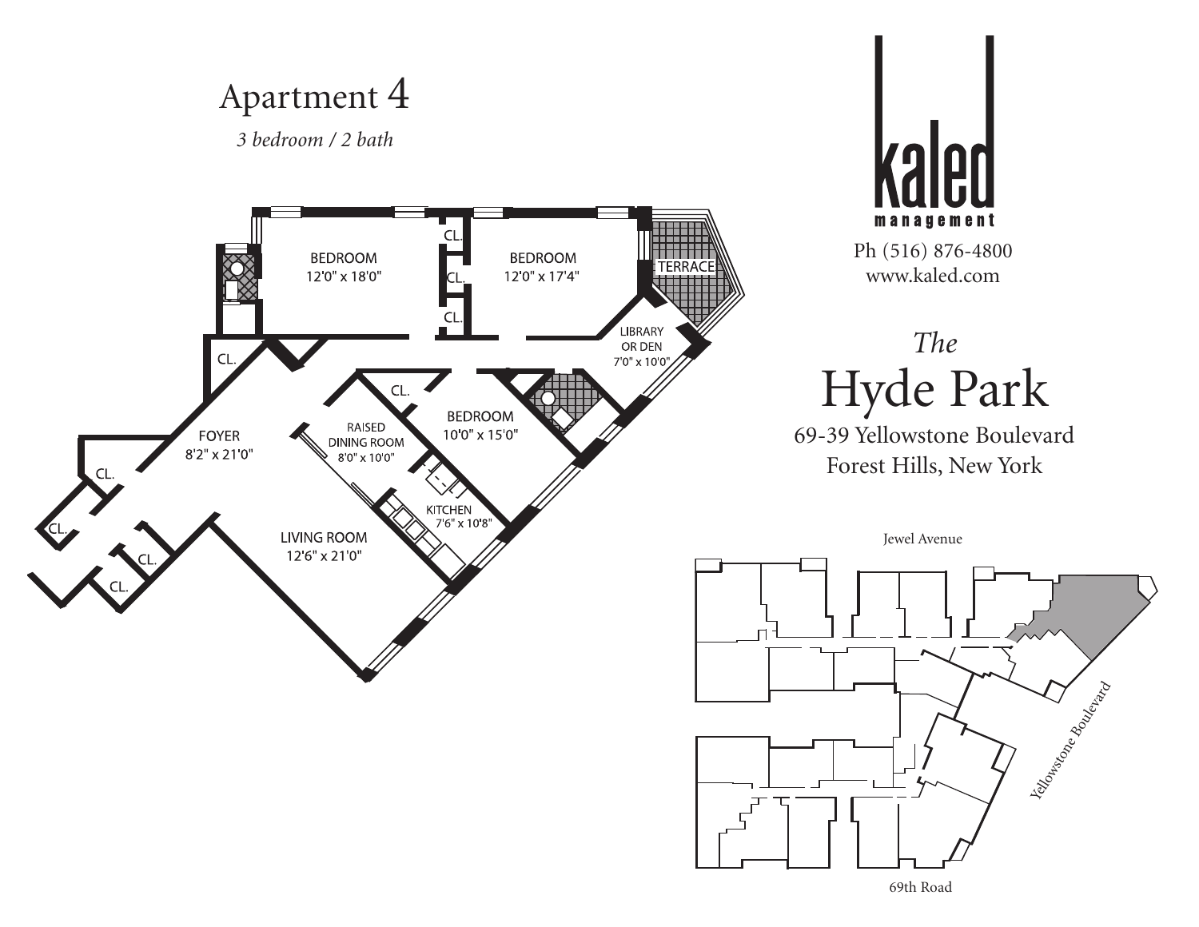# Apartment 4

*3 bedroom / 2 bath*

BEDROOM
12'0" x 18'0"

CL.

CL.

CL.

BEDROOM
12'0" x 17'4"

TERRACE

LIBRARY OR DEN
7'0" x 10'0"

CL.

CL.

FOYER
8'2" x 21'0"

RAISED DINING ROOM
8'0" x 10'0"

BEDROOM
10'0" x 15'0"

CL.

CL.

KITCHEN
7'6" x 10'8"

CL.

CL.

LIVING ROOM
12'6" x 21'0"

CL.

**kaled**
management

Ph (516) 876-4800
www.kaled.com

*The*
## Hyde Park

69-39 Yellowstone Boulevard
Forest Hills, New York

Jewel Avenue

Yellowstone Boulevard

69th Road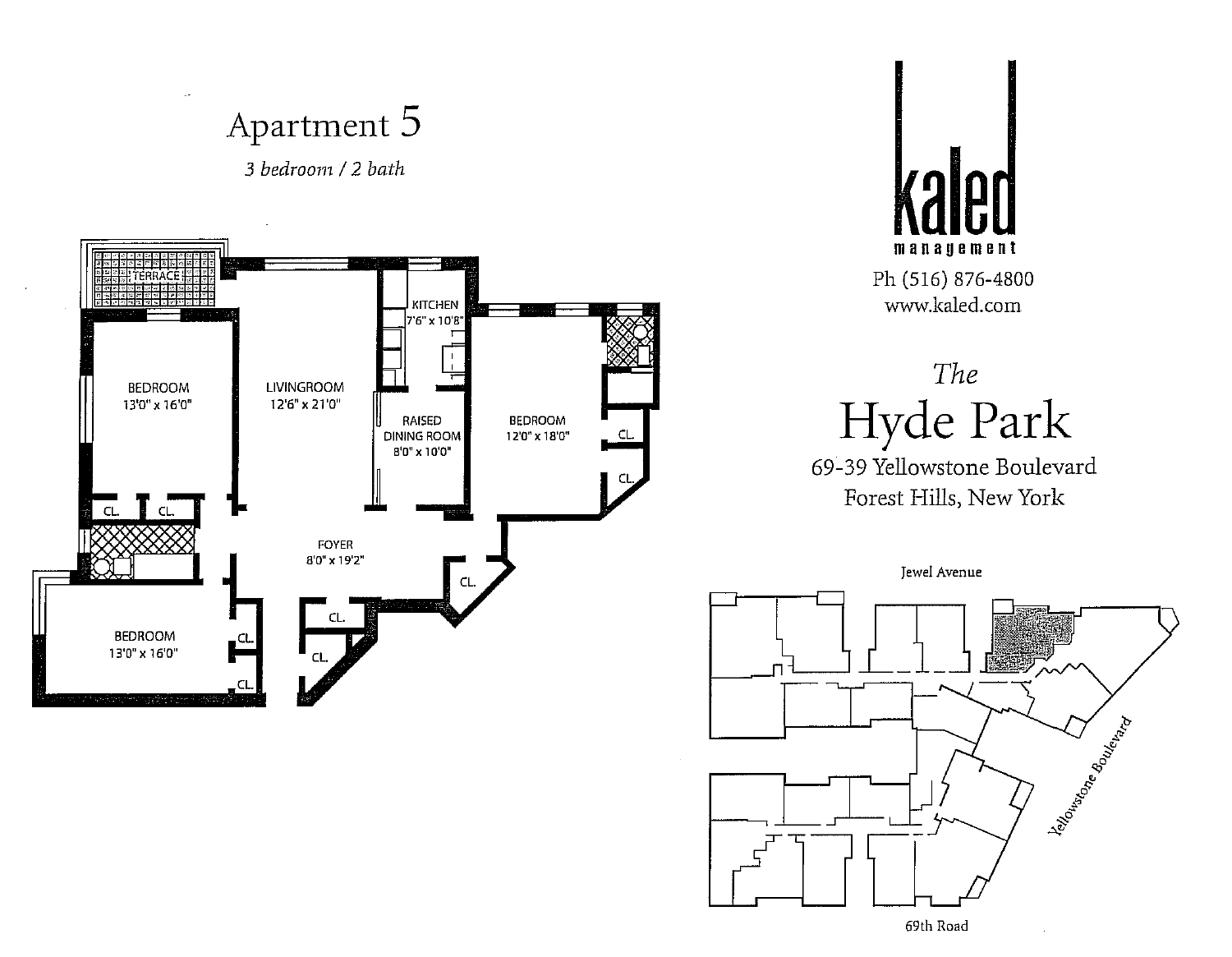# Apartment 5

*3 bedroom / 2 bath*

BEDROOM
13'0" x 16'0"

LIVINGROOM
12'6" x 21'0"

KITCHEN
7'6" x 10'8"

RAISED DINING ROOM
8'0" x 10'0"

BEDROOM
12'0" x 18'0"

TERRACE

FOYER
8'0" x 19'2"

BEDROOM
13'0" x 16'0"

CL.

kaled
management

Ph (516) 876-4800
www.kaled.com

*The*
## Hyde Park

69-39 Yellowstone Boulevard
Forest Hills, New York

Jewel Avenue

Yellowstone Boulevard

69th Road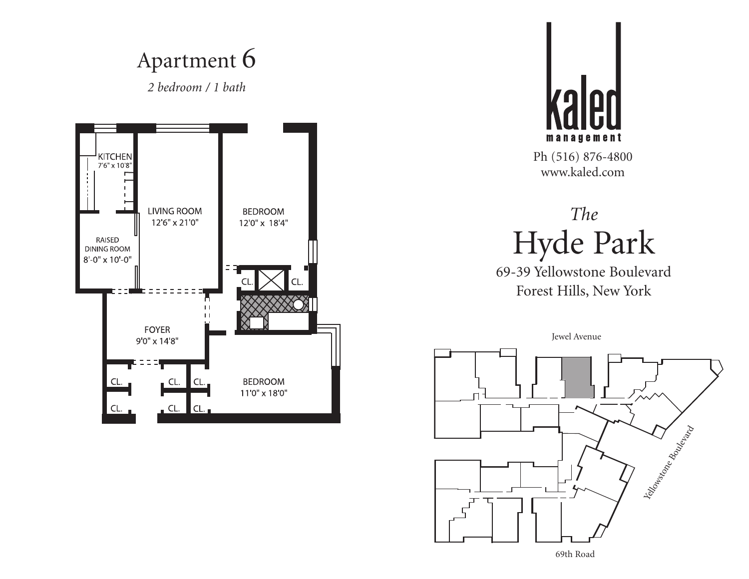# Apartment 6

*2 bedroom / 1 bath*

KITCHEN
7'6" x 10'8"

LIVING ROOM
12'6" x 21'0"

BEDROOM
12'0" x 18'4"

RAISED DINING ROOM
8'-0" x 10'-0"

CL.

CL.

FOYER
9'0" x 14'8"

CL.

CL.

CL.

CL.

CL.

CL.

BEDROOM
11'0" x 18'0"

**kaled**
management

Ph (516) 876-4800
www.kaled.com

## *The* Hyde Park

69-39 Yellowstone Boulevard
Forest Hills, New York

Jewel Avenue

Yellowstone Boulevard

69th Road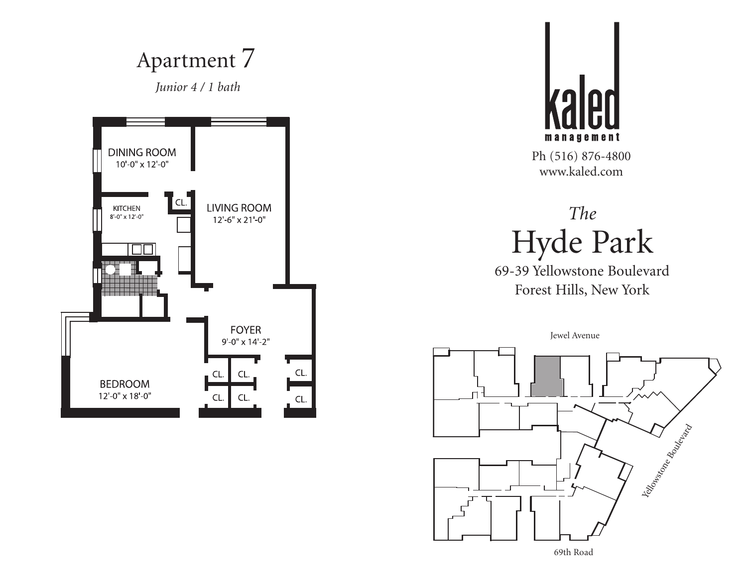# Apartment 7

*Junior 4 / 1 bath*

DINING ROOM
10'-0" x 12'-0"

KITCHEN
8'-0" x 12'-0"

CL.

LIVING ROOM
12'-6" x 21'-0"

FOYER
9'-0" x 14'-2"

BEDROOM
12'-0" x 18'-0"

CL. CL. CL.

CL. CL. CL.

kaled
management

Ph (516) 876-4800
www.kaled.com

*The*
# Hyde Park

69-39 Yellowstone Boulevard
Forest Hills, New York

Jewel Avenue

Yellowstone Boulevard

69th Road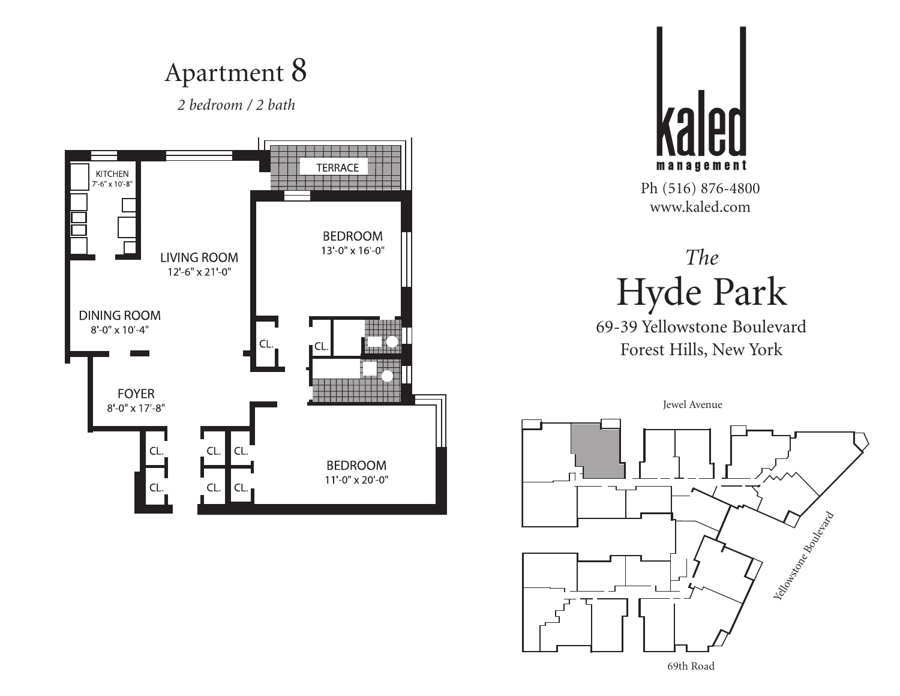# Apartment 8

*2 bedroom / 2 bath*

KITCHEN
7'-6" x 10'-8"

TERRACE

LIVING ROOM
12'-6" x 21'-0"

BEDROOM
13'-0" x 16'-0"

DINING ROOM
8'-0" x 10'-4"

CL.

CL.

FOYER
8'-0" x 17'-8"

CL.

CL.

CL.

CL.

CL.

CL.

BEDROOM
11'-0" x 20'-0"

**kaled**
**management**

Ph (516) 876-4800
www.kaled.com

## *The* Hyde Park

69-39 Yellowstone Boulevard
Forest Hills, New York

Jewel Avenue

Yellowstone Boulevard

69th Road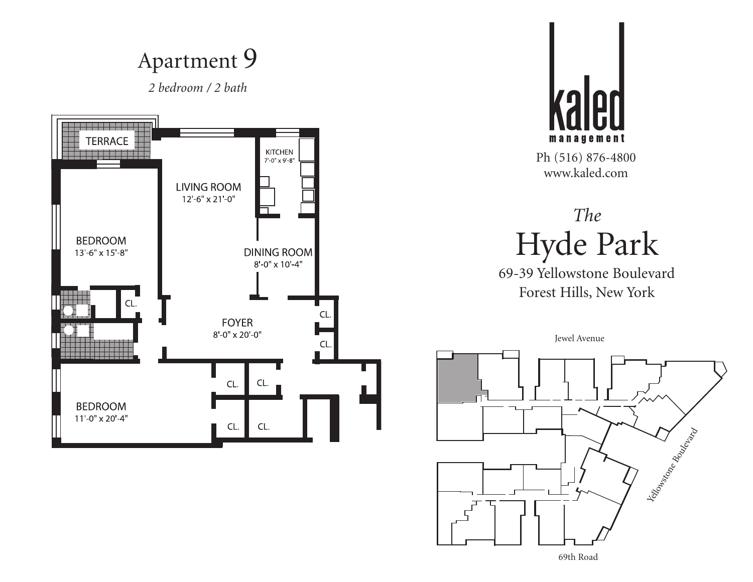# Apartment 9

*2 bedroom / 2 bath*

TERRACE

KITCHEN
7'-0" x 9'-8"

LIVING ROOM
12'-6" x 21'-0"

BEDROOM
13'-6" x 15'-8"

DINING ROOM
8'-0" x 10'-4"

CL.

CL.

FOYER
8'-0" x 20'-0"

CL.

CL.

CL.

BEDROOM
11'-0" x 20'-4"

CL.

CL.

kaled management

Ph (516) 876-4800
www.kaled.com

*The*

# Hyde Park

69-39 Yellowstone Boulevard
Forest Hills, New York

Jewel Avenue

Yellowstone Boulevard

69th Road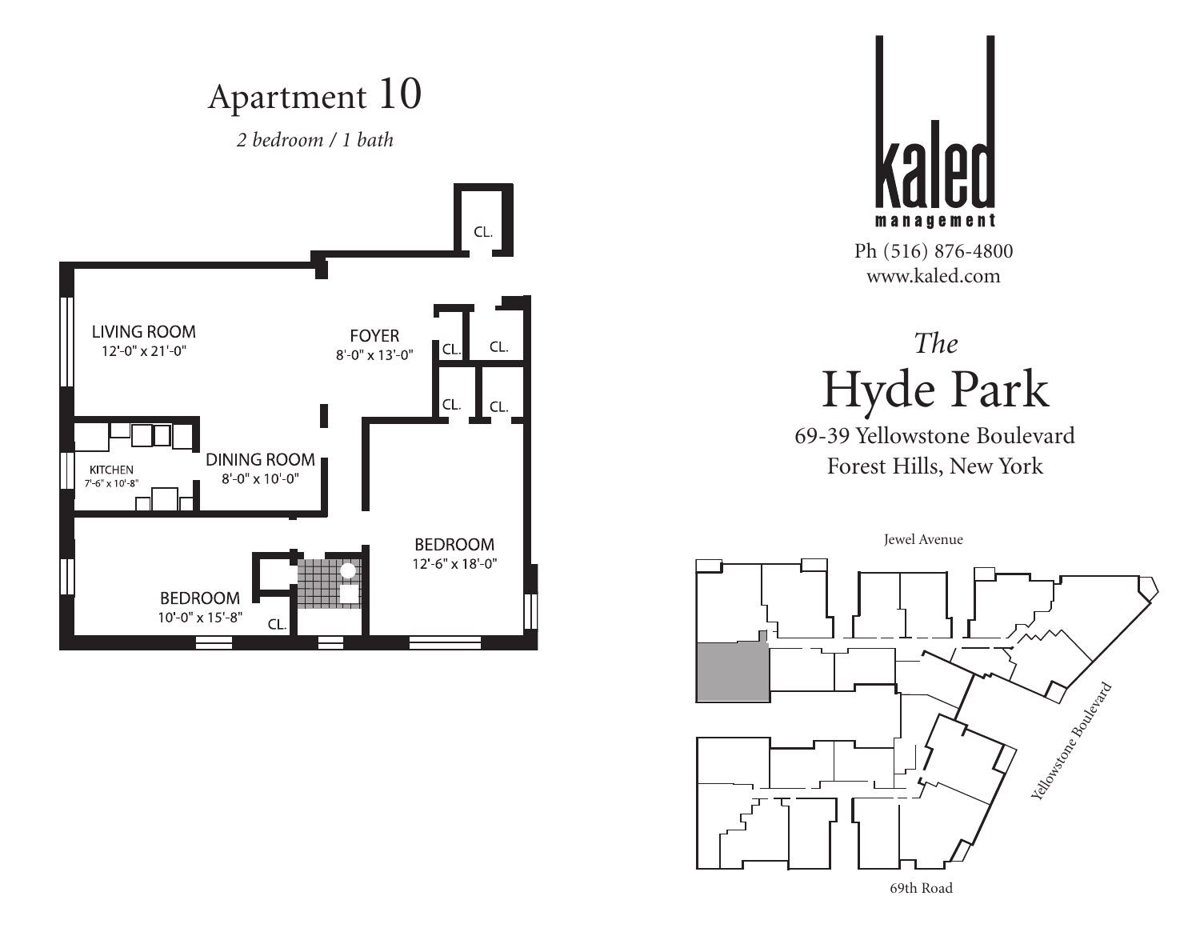# Apartment 10

*2 bedroom / 1 bath*

LIVING ROOM
12'-0" x 21'-0"

FOYER
8'-0" x 13'-0"

CL.

CL.

CL.

CL.

CL.

KITCHEN
7'-6" x 10'-8"

DINING ROOM
8'-0" x 10'-0"

BEDROOM
12'-6" x 18'-0"

BEDROOM
10'-0" x 15'-8"

CL.

**kaled**
**management**

Ph (516) 876-4800
www.kaled.com

## *The*
## Hyde Park

69-39 Yellowstone Boulevard
Forest Hills, New York

Jewel Avenue

Yellowstone Boulevard

69th Road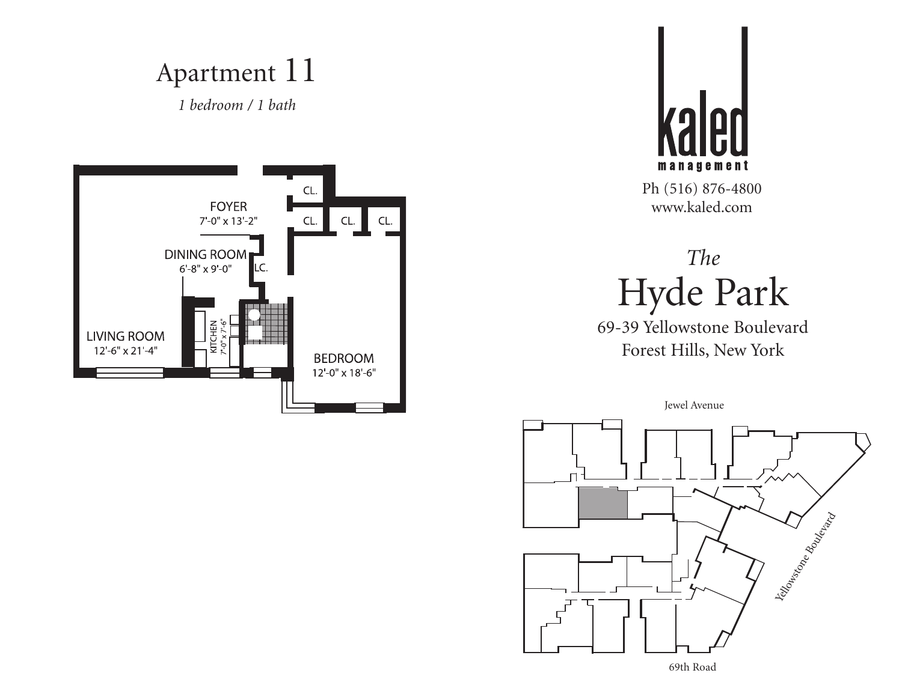# Apartment 11

*1 bedroom / 1 bath*

FOYER
7'-0" x 13'-2"

DINING ROOM
6'-8" x 9'-0"

LIVING ROOM
12'-6" x 21'-4"

KITCHEN
7'-0" x 7'-6"

BEDROOM
12'-0" x 18'-6"

CL. CL. CL. CL. LC.

**kaled**
**management**

Ph (516) 876-4800
www.kaled.com

*The*
## Hyde Park

69-39 Yellowstone Boulevard
Forest Hills, New York

Jewel Avenue

Yellowstone Boulevard

69th Road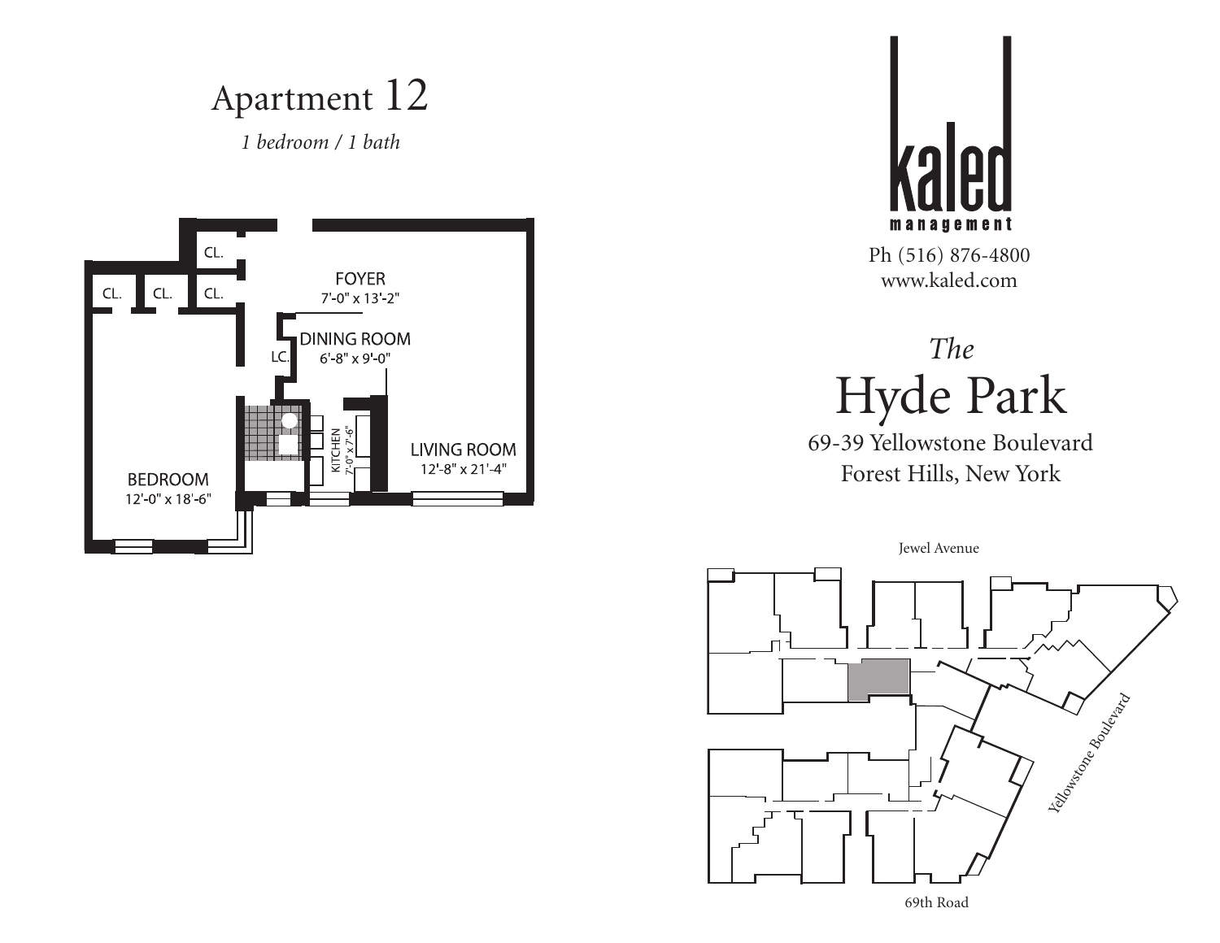# Apartment 12

*1 bedroom / 1 bath*

CL.

CL. CL. CL.

FOYER
7'-0" x 13'-2"

LC.

DINING ROOM
6'-8" x 9'-0"

KITCHEN
7'-0" x 7'-6"

LIVING ROOM
12'-8" x 21'-4"

BEDROOM
12'-0" x 18'-6"

kaled
management

Ph (516) 876-4800
www.kaled.com

## *The*
# Hyde Park

69-39 Yellowstone Boulevard
Forest Hills, New York

Jewel Avenue

Yellowstone Boulevard

69th Road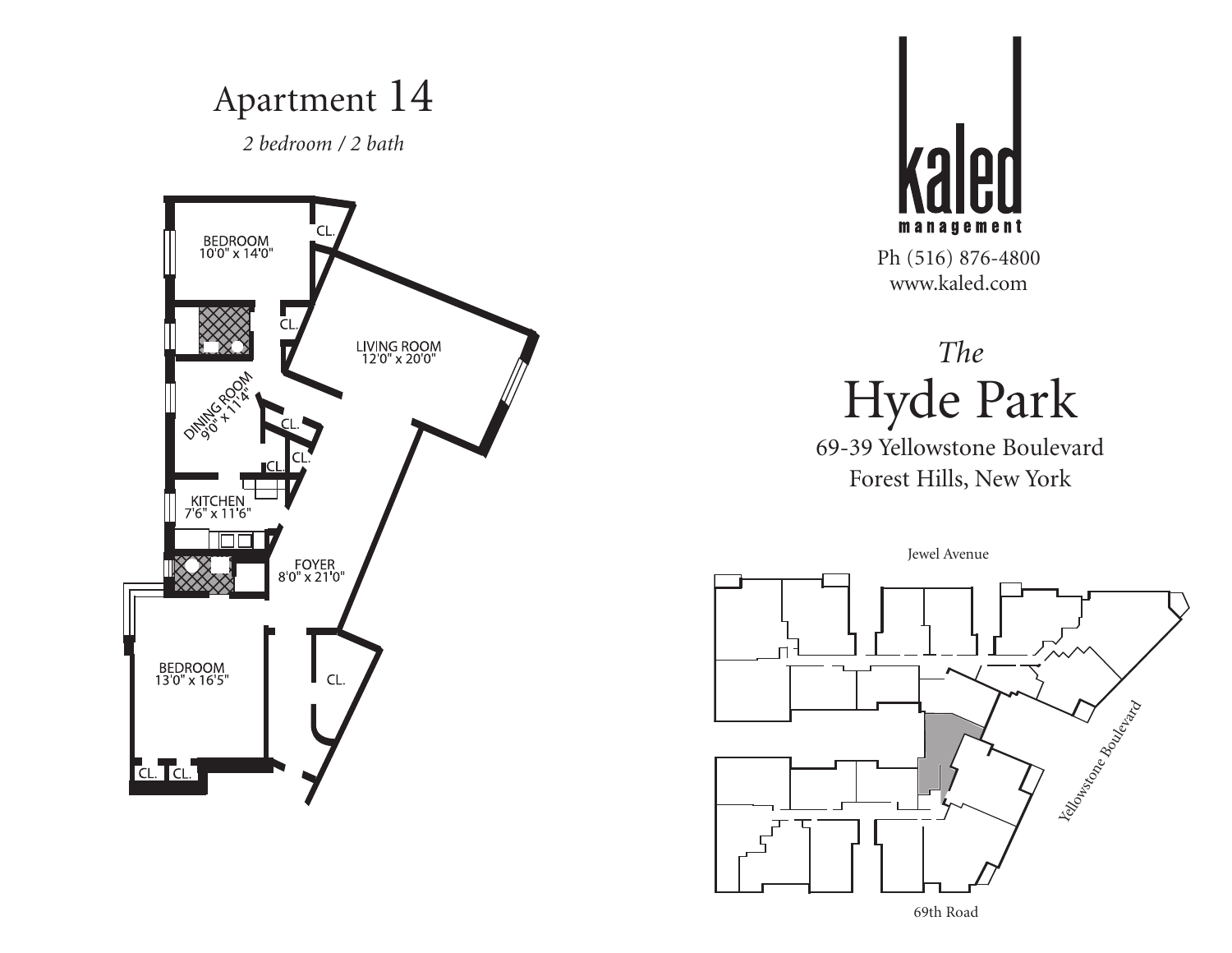# Apartment 14

*2 bedroom / 2 bath*

BEDROOM 10'0" x 14'0"

CL.

CL.

LIVING ROOM 12'0" x 20'0"

DINING ROOM 9'0" x 11'4"

CL.

CL.

CL.

KITCHEN 7'6" x 11'6"

FOYER 8'0" x 21'0"

BEDROOM 13'0" x 16'5"

CL.

CL. CL.

kaled management

Ph (516) 876-4800
www.kaled.com

## *The* Hyde Park

69-39 Yellowstone Boulevard
Forest Hills, New York

Jewel Avenue

Yellowstone Boulevard

69th Road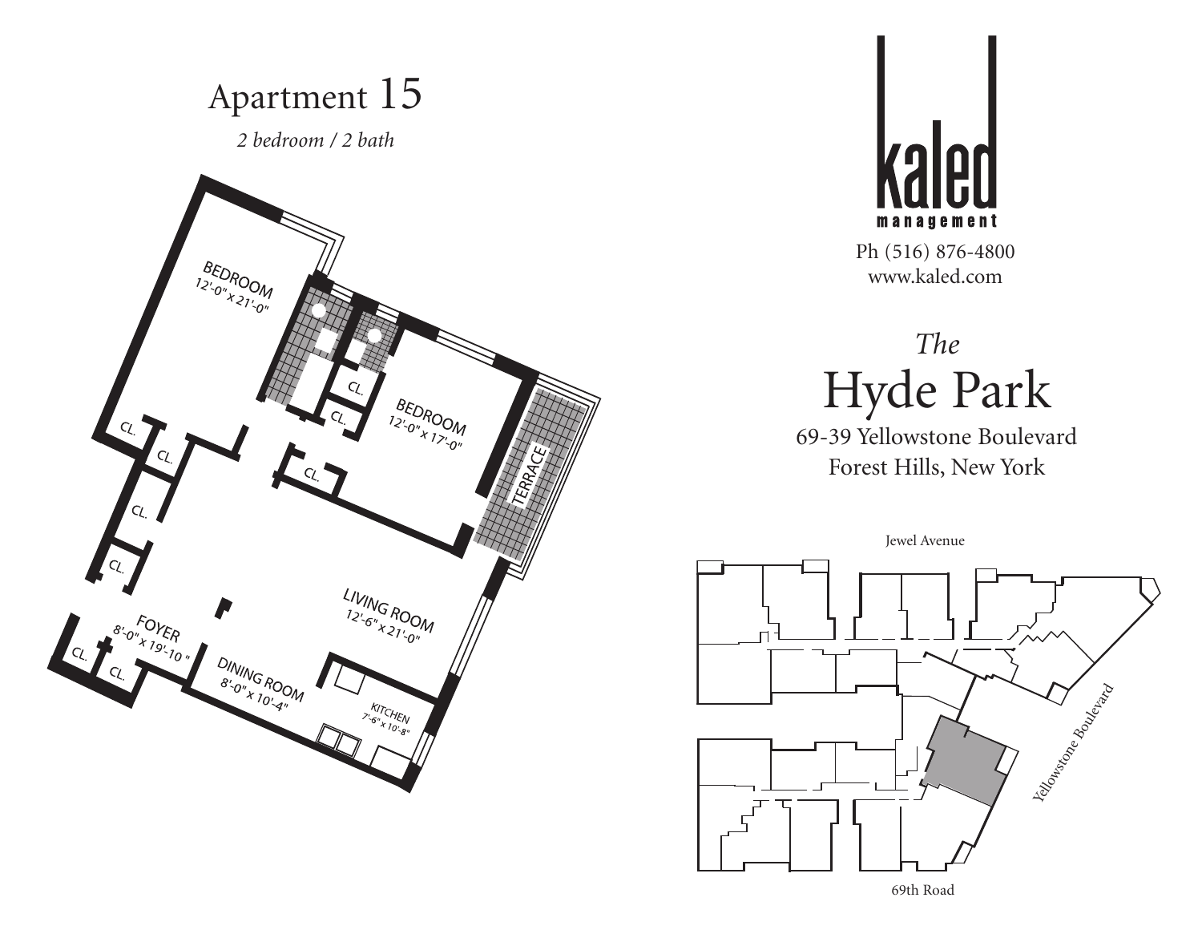# Apartment 15

*2 bedroom / 2 bath*

BEDROOM
12'-0" x 21'-0"

CL.

CL.

BEDROOM
12'-0" x 17'-0"

CL.

CL.

CL.

CL.

CL.

TERRACE

LIVING ROOM
12'-6" x 21'-0"

FOYER
8'-0" x 19'-10"

CL.

CL.

DINING ROOM
8'-0" x 10'-4"

KITCHEN
7'-6" x 10'-8"

kaled
management

Ph (516) 876-4800
www.kaled.com

*The*
## Hyde Park

69-39 Yellowstone Boulevard
Forest Hills, New York

Jewel Avenue

Yellowstone Boulevard

69th Road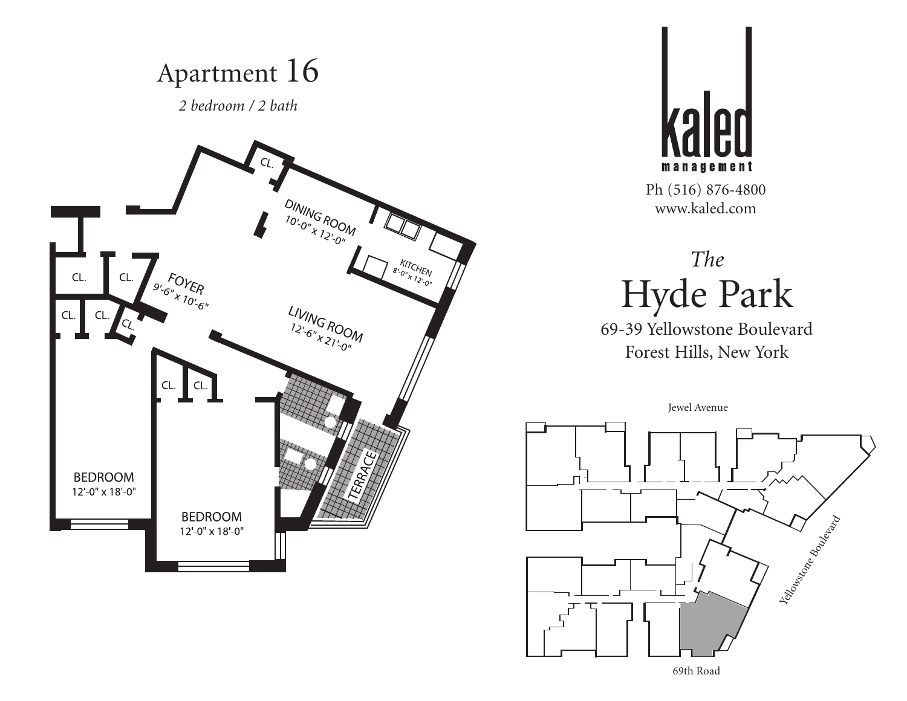# Apartment 16

*2 bedroom / 2 bath*

CL.

DINING ROOM
10'-0" x 12'-0"

KITCHEN
8'-0" x 12'-0"

CL. CL.

FOYER
9'-6" x 10'-6"

CL. CL. CL.

LIVING ROOM
12'-6" x 21'-0"

CL. CL.

TERRACE

BEDROOM
12'-0" x 18'-0"

BEDROOM
12'-0" x 18'-0"

kaled
management

Ph (516) 876-4800
www.kaled.com

## *The*
# Hyde Park

69-39 Yellowstone Boulevard
Forest Hills, New York

Jewel Avenue

Yellowstone Boulevard

69th Road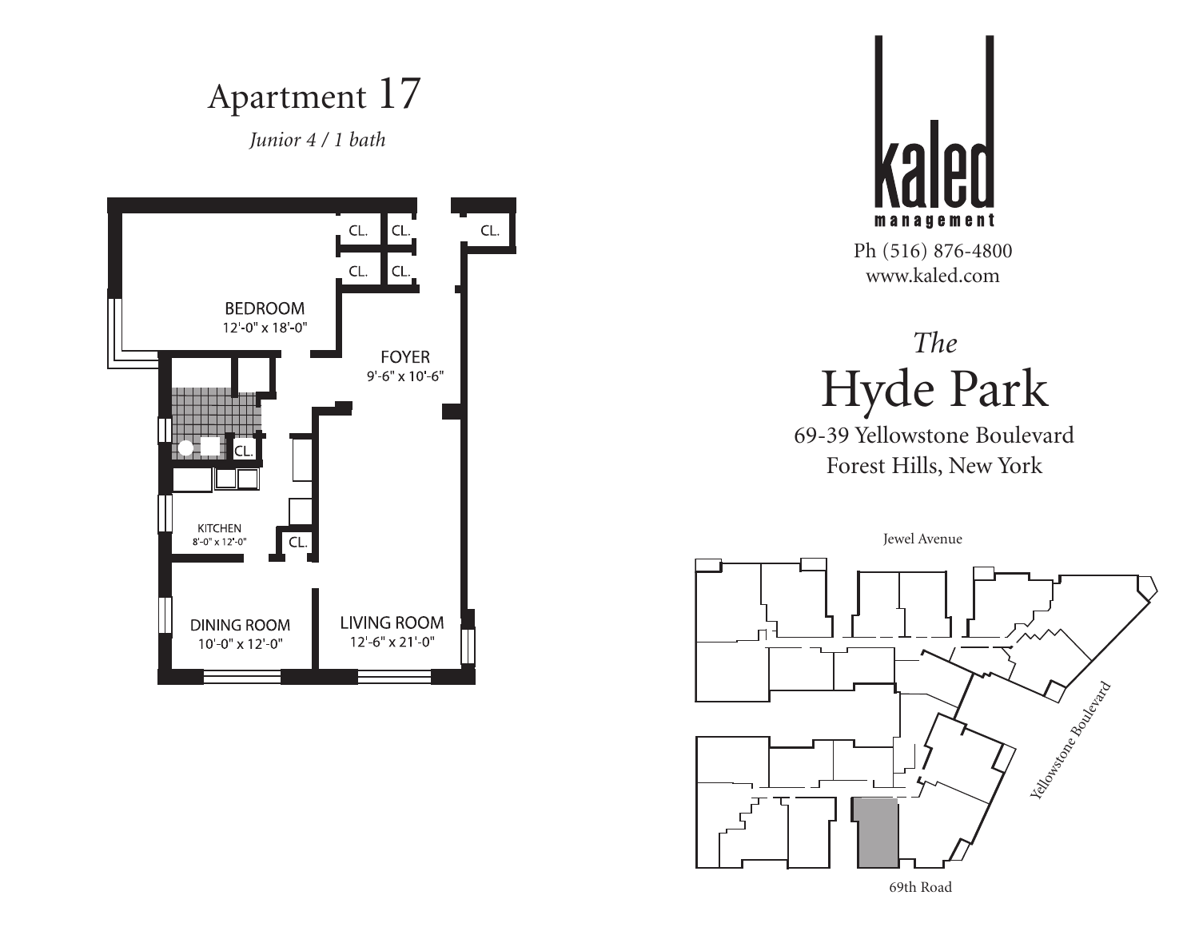# Apartment 17

*Junior 4 / 1 bath*

BEDROOM
12'-0" x 18'-0"

FOYER
9'-6" x 10'-6"

KITCHEN
8'-0" x 12'-0"

DINING ROOM
10'-0" x 12'-0"

LIVING ROOM
12'-6" x 21'-0"

CL. CL. CL. CL. CL. CL. CL.

kaled management

Ph (516) 876-4800
www.kaled.com

*The*

# Hyde Park

69-39 Yellowstone Boulevard
Forest Hills, New York

Jewel Avenue

Yellowstone Boulevard

69th Road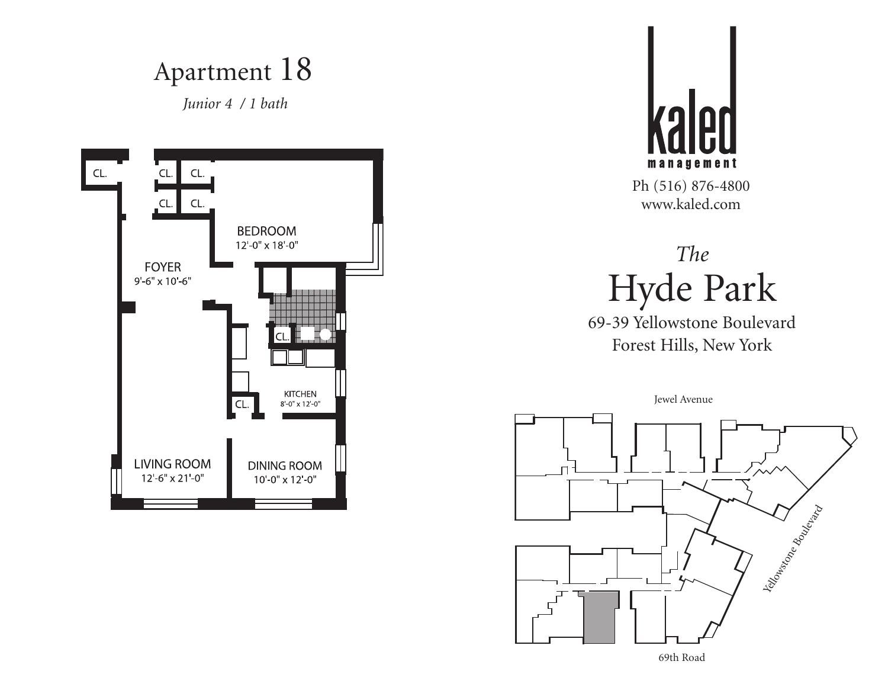# Apartment 18

*Junior 4 / 1 bath*

CL.

CL.

CL.

CL.

CL.

BEDROOM
12'-0" x 18'-0"

FOYER
9'-6" x 10'-6"

CL.

KITCHEN
8'-0" x 12'-0"

CL.

LIVING ROOM
12'-6" x 21'-0"

DINING ROOM
10'-0" x 12'-0"

**kaled**
**management**

Ph (516) 876-4800
www.kaled.com

*The*
## Hyde Park

69-39 Yellowstone Boulevard
Forest Hills, New York

Jewel Avenue

Yellowstone Boulevard

69th Road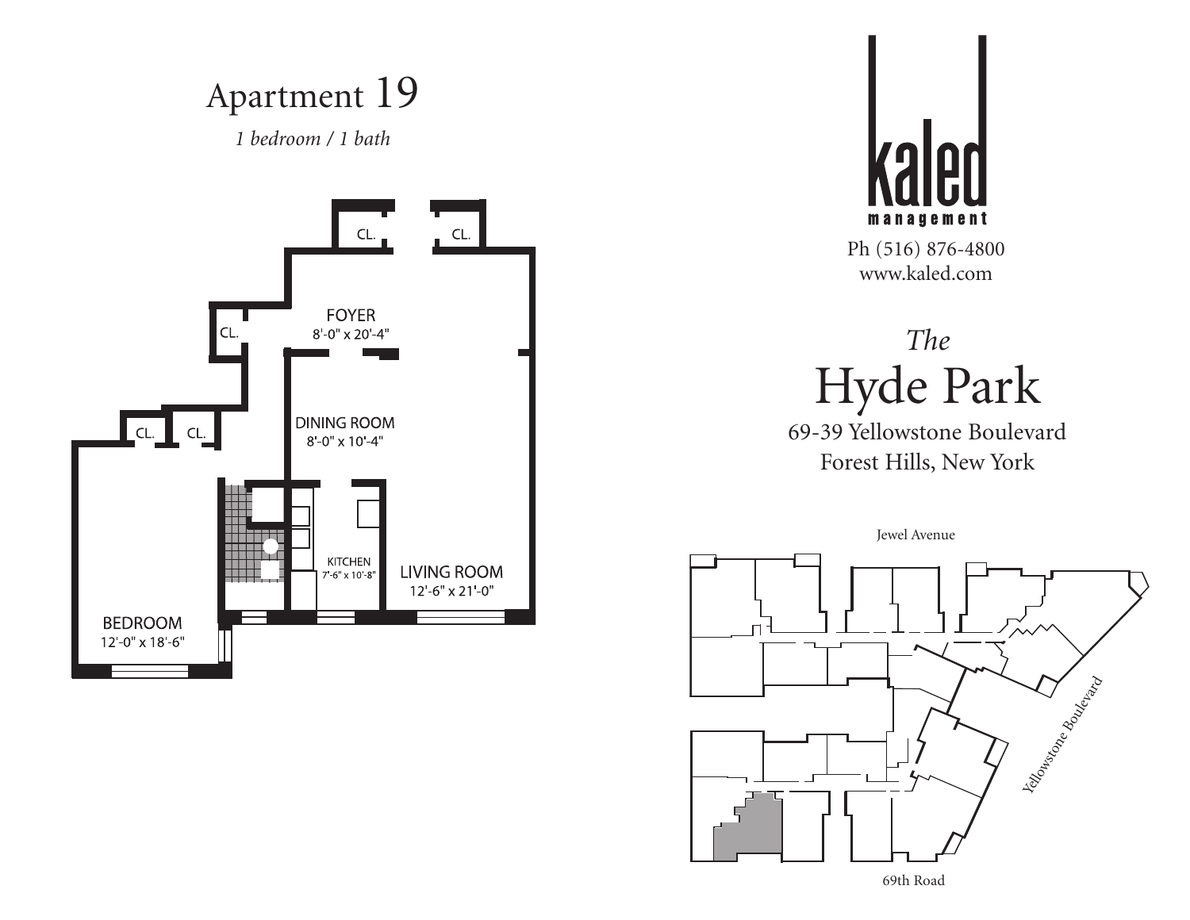# Apartment 19

*1 bedroom / 1 bath*

CL.

CL.

FOYER
8'-0" x 20'-4"

CL.

DINING ROOM
8'-0" x 10'-4"

CL.

CL.

KITCHEN
7'-6" x 10'-8"

LIVING ROOM
12'-6" x 21'-0"

BEDROOM
12'-0" x 18'-6"

**kaled**
management

Ph (516) 876-4800
www.kaled.com

*The*
## Hyde Park

69-39 Yellowstone Boulevard
Forest Hills, New York

Jewel Avenue

Yellowstone Boulevard

69th Road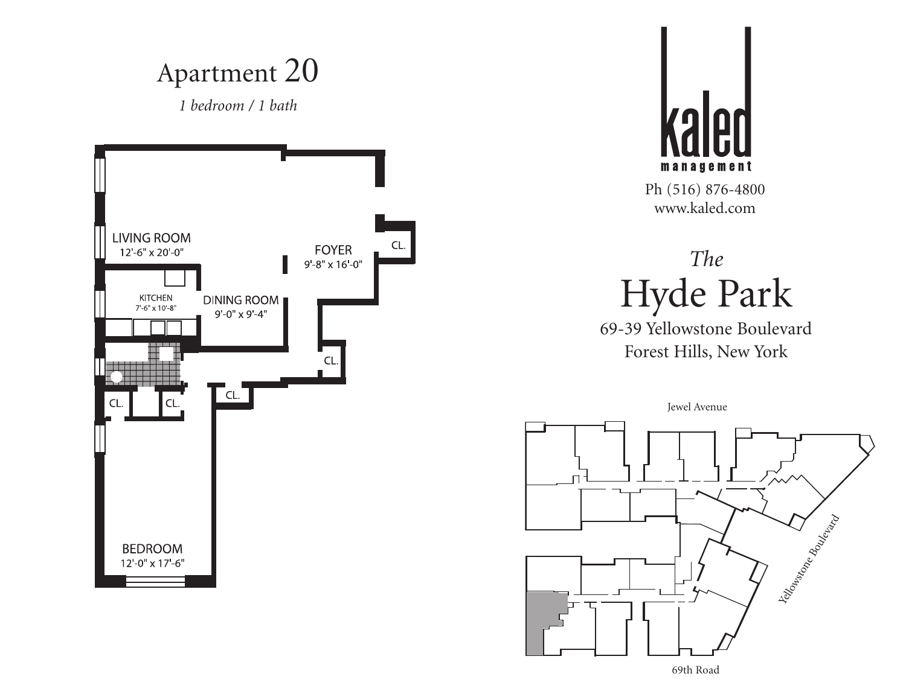# Apartment 20

*1 bedroom / 1 bath*

LIVING ROOM
12'-6" x 20'-0"

FOYER
9'-8" x 16'-0"

CL.

KITCHEN
7'-6" x 10'-8"

DINING ROOM
9'-0" x 9'-4"

CL.

CL.

CL.

CL.

BEDROOM
12'-0" x 17'-6"

kaled
management

Ph (516) 876-4800
www.kaled.com

*The*

## Hyde Park

69-39 Yellowstone Boulevard
Forest Hills, New York

Jewel Avenue

Yellowstone Boulevard

69th Road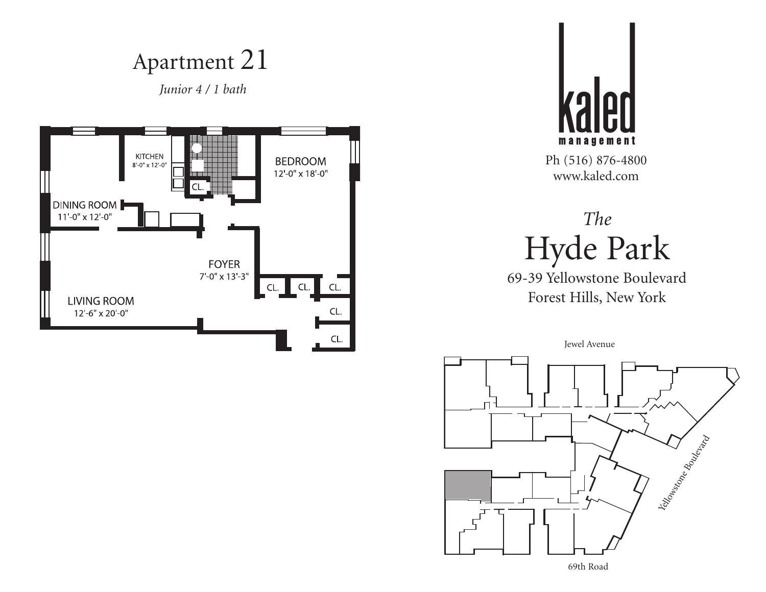# Apartment 21

*Junior 4 / 1 bath*

KITCHEN
8'-0" x 12'-0"

BEDROOM
12'-0" x 18'-0"

CL.

DINING ROOM
11'-0" x 12'-0"

FOYER
7'-0" x 13'-3"

CL. CL. CL.

LIVING ROOM
12'-6" x 20'-0"

CL.

CL.

kaled
management

Ph (516) 876-4800
www.kaled.com

*The*

## Hyde Park

69-39 Yellowstone Boulevard
Forest Hills, New York

Jewel Avenue

Yellowstone Boulevard

69th Road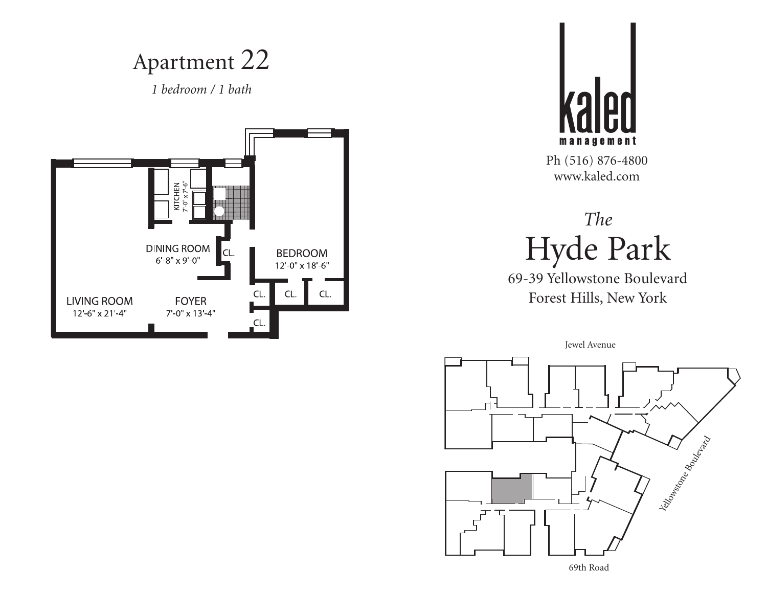# Apartment 22

*1 bedroom / 1 bath*

KITCHEN
7'-0" x 7'-6"

DINING ROOM
6'-8" x 9'-0"

CL.

BEDROOM
12'-0" x 18'-6"

CL. CL. CL.

LIVING ROOM
12'-6" x 21'-4"

FOYER
7'-0" x 13'-4"

CL.

**kaled**
**management**

Ph (516) 876-4800
www.kaled.com

*The*
# Hyde Park

69-39 Yellowstone Boulevard
Forest Hills, New York

Jewel Avenue

Yellowstone Boulevard

69th Road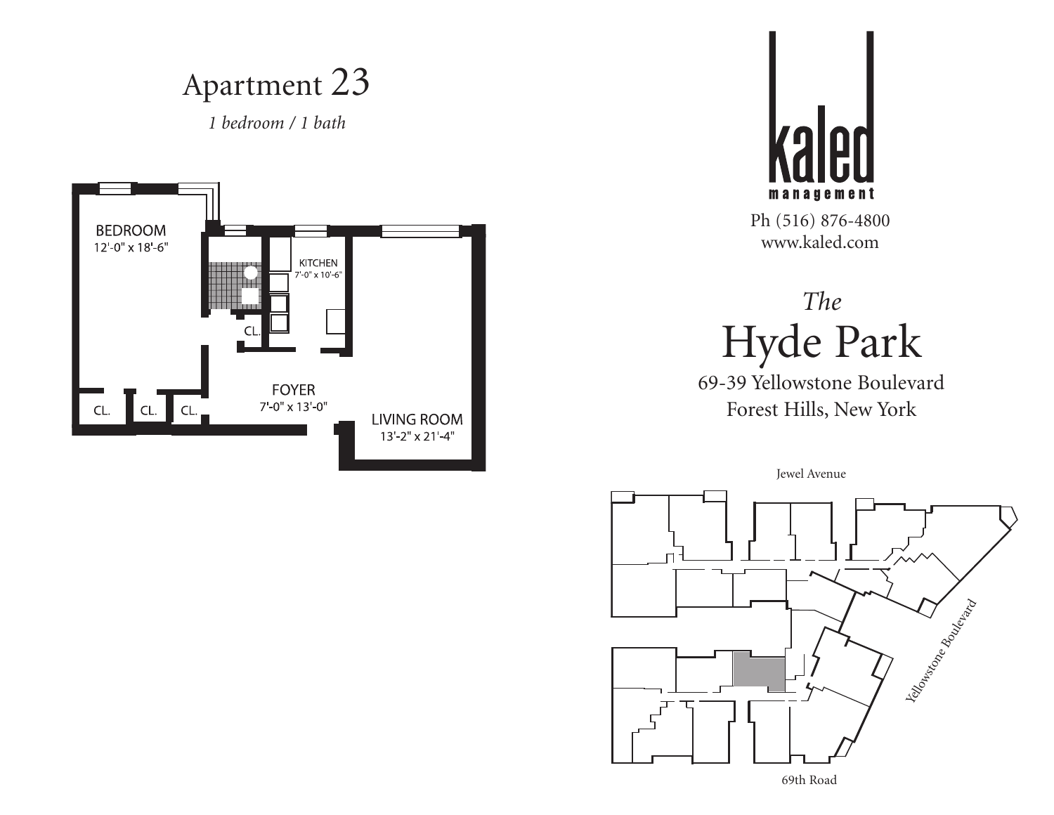# Apartment 23

*1 bedroom / 1 bath*

BEDROOM
12'-0" x 18'-6"

KITCHEN
7'-0" x 10'-6"

CL.

FOYER
7'-0" x 13'-0"

LIVING ROOM
13'-2" x 21'-4"

CL. CL. CL.

kaled
management

Ph (516) 876-4800
www.kaled.com

## *The*
## Hyde Park

69-39 Yellowstone Boulevard
Forest Hills, New York

Jewel Avenue

Yellowstone Boulevard

69th Road